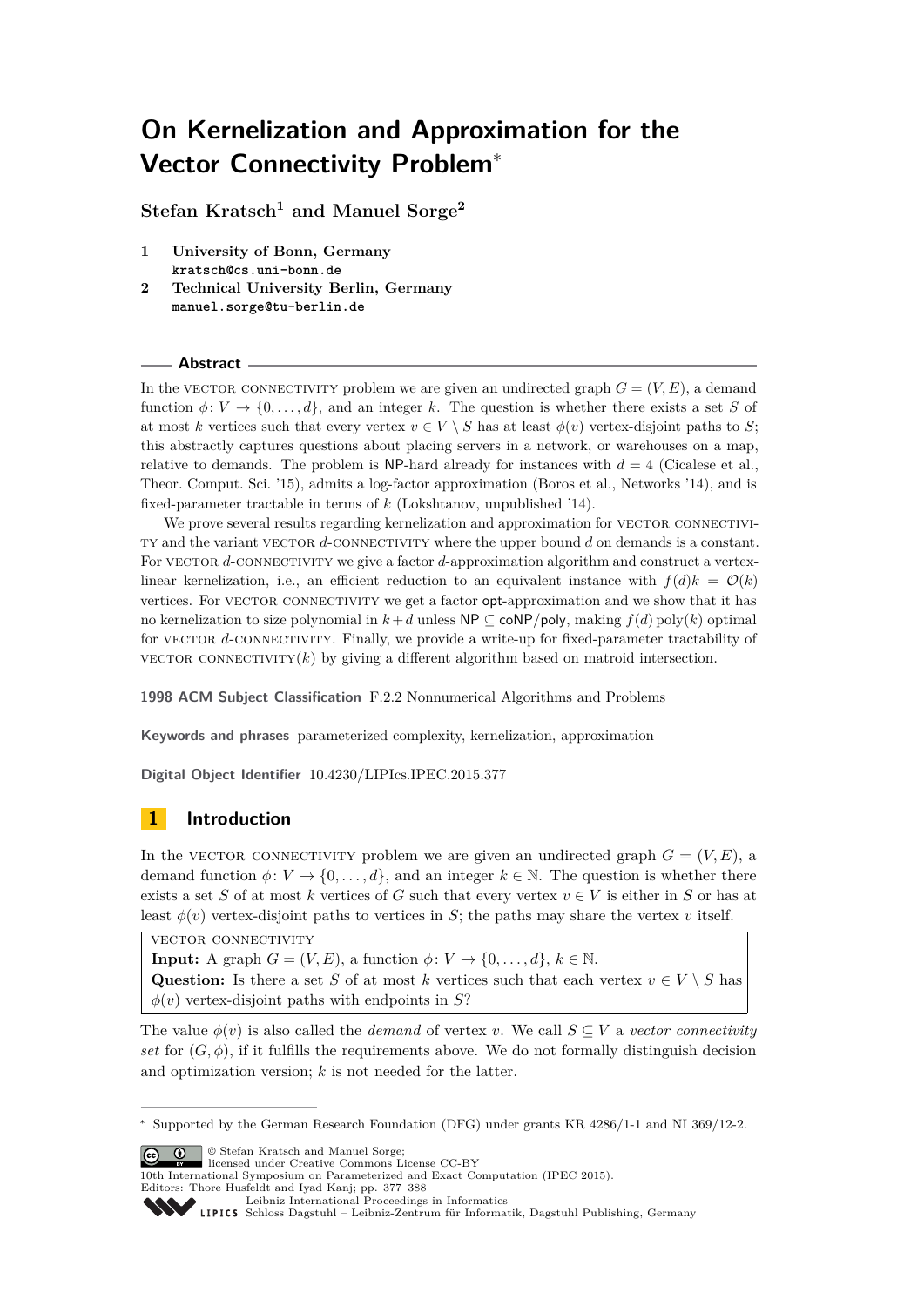# On Kernelization and Approximation for the Vector Connectivity Problem*

**Stefan Kratsch[1] and Manuel Sorge[2]**

1 **University of Bonn, Germany**
`kratsch@cs.uni-bonn.de`

2 **Technical University Berlin, Germany**
`manuel.sorge@tu-berlin.de`

## Abstract

In the VECTOR CONNECTIVITY problem we are given an undirected graph $G = (V, E)$, a demand function $\phi \colon V \to \{0, \ldots, d\}$, and an integer $k$. The question is whether there exists a set $S$ of at most $k$ vertices such that every vertex $v \in V \setminus S$ has at least $\phi(v)$ vertex-disjoint paths to $S$; this abstractly captures questions about placing servers in a network, or warehouses on a map, relative to demands. The problem is NP-hard already for instances with $d = 4$ (Cicalese et al., Theor. Comput. Sci. '15), admits a log-factor approximation (Boros et al., Networks '14), and is fixed-parameter tractable in terms of $k$ (Lokshtanov, unpublished '14).

We prove several results regarding kernelization and approximation for VECTOR CONNECTIVITY and the variant VECTOR $d$-CONNECTIVITY where the upper bound $d$ on demands is a constant. For VECTOR $d$-CONNECTIVITY we give a factor $d$-approximation algorithm and construct a vertex-linear kernelization, i.e., an efficient reduction to an equivalent instance with $f(d)k = \mathcal{O}(k)$ vertices. For VECTOR CONNECTIVITY we get a factor opt-approximation and we show that it has no kernelization to size polynomial in $k + d$ unless NP $\subseteq$ coNP/poly, making $f(d)\,\mathrm{poly}(k)$ optimal for VECTOR $d$-CONNECTIVITY. Finally, we provide a write-up for fixed-parameter tractability of VECTOR CONNECTIVITY$(k)$ by giving a different algorithm based on matroid intersection.

**1998 ACM Subject Classification** F.2.2 Nonnumerical Algorithms and Problems

**Keywords and phrases** parameterized complexity, kernelization, approximation

**Digital Object Identifier** 10.4230/LIPIcs.IPEC.2015.377

## 1 Introduction

In the VECTOR CONNECTIVITY problem we are given an undirected graph $G = (V, E)$, a demand function $\phi \colon V \to \{0, \ldots, d\}$, and an integer $k \in \mathbb{N}$. The question is whether there exists a set $S$ of at most $k$ vertices of $G$ such that every vertex $v \in V$ is either in $S$ or has at least $\phi(v)$ vertex-disjoint paths to vertices in $S$; the paths may share the vertex $v$ itself.

> VECTOR CONNECTIVITY
> **Input:** A graph $G = (V, E)$, a function $\phi \colon V \to \{0, \ldots, d\}$, $k \in \mathbb{N}$.
> **Question:** Is there a set $S$ of at most $k$ vertices such that each vertex $v \in V \setminus S$ has $\phi(v)$ vertex-disjoint paths with endpoints in $S$?

The value $\phi(v)$ is also called the *demand* of vertex $v$. We call $S \subseteq V$ a *vector connectivity set* for $(G, \phi)$, if it fulfills the requirements above. We do not formally distinguish decision and optimization version; $k$ is not needed for the latter.

* Supported by the German Research Foundation (DFG) under grants KR 4286/1-1 and NI 369/12-2.

© Stefan Kratsch and Manuel Sorge; licensed under Creative Commons License CC-BY
10th International Symposium on Parameterized and Exact Computation (IPEC 2015).
Editors: Thore Husfeldt and Iyad Kanj; pp. 377–388
Leibniz International Proceedings in Informatics
Schloss Dagstuhl – Leibniz-Zentrum für Informatik, Dagstuhl Publishing, Germany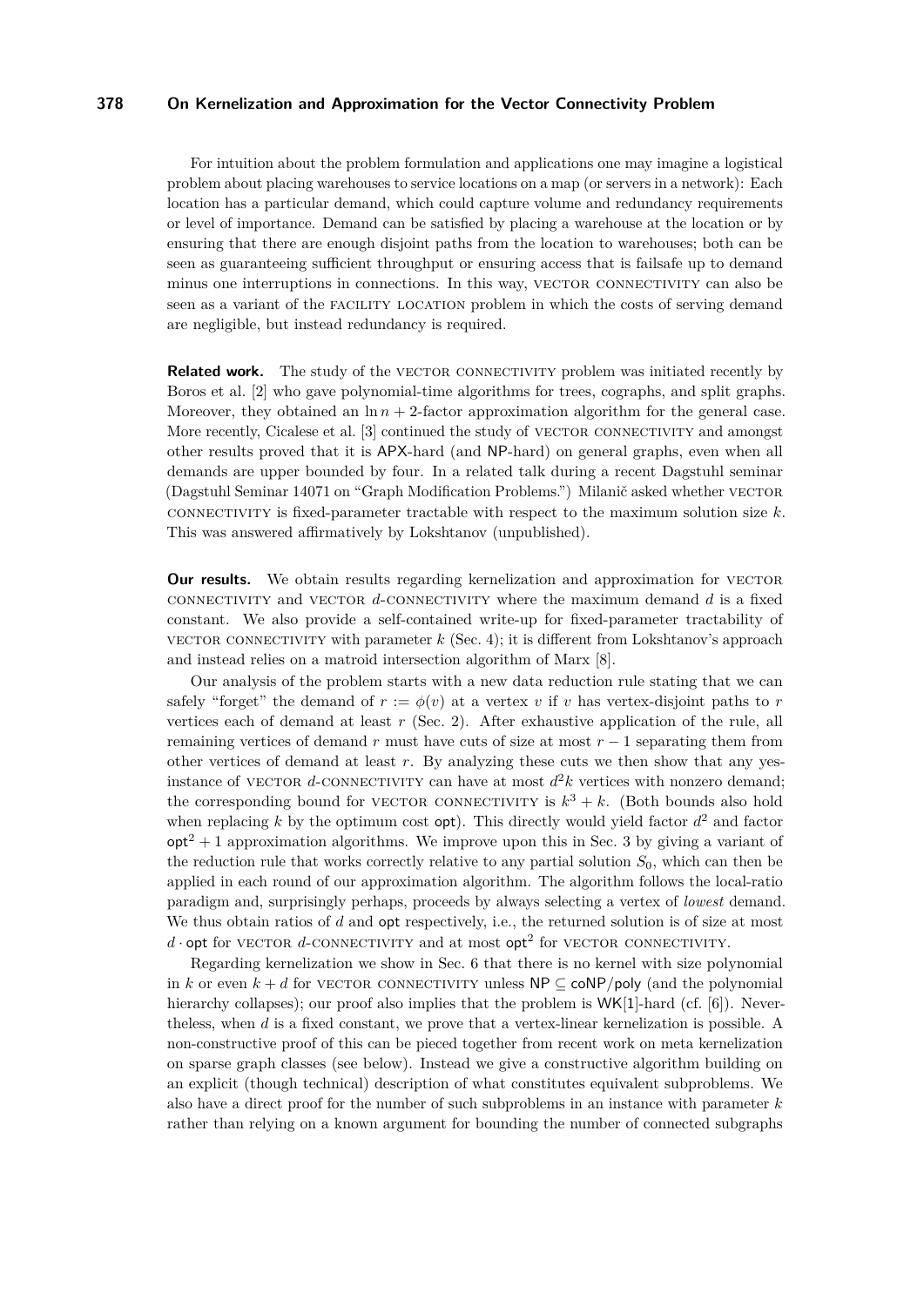For intuition about the problem formulation and applications one may imagine a logistical problem about placing warehouses to service locations on a map (or servers in a network): Each location has a particular demand, which could capture volume and redundancy requirements or level of importance. Demand can be satisfied by placing a warehouse at the location or by ensuring that there are enough disjoint paths from the location to warehouses; both can be seen as guaranteeing sufficient throughput or ensuring access that is failsafe up to demand minus one interruptions in connections. In this way, VECTOR CONNECTIVITY can also be seen as a variant of the FACILITY LOCATION problem in which the costs of serving demand are negligible, but instead redundancy is required.

**Related work.** The study of the VECTOR CONNECTIVITY problem was initiated recently by Boros et al. [2] who gave polynomial-time algorithms for trees, cographs, and split graphs. Moreover, they obtained an $\ln n + 2$-factor approximation algorithm for the general case. More recently, Cicalese et al. [3] continued the study of VECTOR CONNECTIVITY and amongst other results proved that it is APX-hard (and NP-hard) on general graphs, even when all demands are upper bounded by four. In a related talk during a recent Dagstuhl seminar (Dagstuhl Seminar 14071 on "Graph Modification Problems.") Milanič asked whether VECTOR CONNECTIVITY is fixed-parameter tractable with respect to the maximum solution size $k$. This was answered affirmatively by Lokshtanov (unpublished).

**Our results.** We obtain results regarding kernelization and approximation for VECTOR CONNECTIVITY and VECTOR $d$-CONNECTIVITY where the maximum demand $d$ is a fixed constant. We also provide a self-contained write-up for fixed-parameter tractability of VECTOR CONNECTIVITY with parameter $k$ (Sec. 4); it is different from Lokshtanov's approach and instead relies on a matroid intersection algorithm of Marx [8].

Our analysis of the problem starts with a new data reduction rule stating that we can safely "forget" the demand of $r := \phi(v)$ at a vertex $v$ if $v$ has vertex-disjoint paths to $r$ vertices each of demand at least $r$ (Sec. 2). After exhaustive application of the rule, all remaining vertices of demand $r$ must have cuts of size at most $r - 1$ separating them from other vertices of demand at least $r$. By analyzing these cuts we then show that any yes-instance of VECTOR $d$-CONNECTIVITY can have at most $d^2k$ vertices with nonzero demand; the corresponding bound for VECTOR CONNECTIVITY is $k^3 + k$. (Both bounds also hold when replacing $k$ by the optimum cost $\mathsf{opt}$). This directly would yield factor $d^2$ and factor $\mathsf{opt}^2 + 1$ approximation algorithms. We improve upon this in Sec. 3 by giving a variant of the reduction rule that works correctly relative to any partial solution $S_0$, which can then be applied in each round of our approximation algorithm. The algorithm follows the local-ratio paradigm and, surprisingly perhaps, proceeds by always selecting a vertex of *lowest* demand. We thus obtain ratios of $d$ and $\mathsf{opt}$ respectively, i.e., the returned solution is of size at most $d \cdot \mathsf{opt}$ for VECTOR $d$-CONNECTIVITY and at most $\mathsf{opt}^2$ for VECTOR CONNECTIVITY.

Regarding kernelization we show in Sec. 6 that there is no kernel with size polynomial in $k$ or even $k + d$ for VECTOR CONNECTIVITY unless $\mathsf{NP} \subseteq \mathsf{coNP/poly}$ (and the polynomial hierarchy collapses); our proof also implies that the problem is $\mathsf{WK}[1]$-hard (cf. [6]). Nevertheless, when $d$ is a fixed constant, we prove that a vertex-linear kernelization is possible. A non-constructive proof of this can be pieced together from recent work on meta kernelization on sparse graph classes (see below). Instead we give a constructive algorithm building on an explicit (though technical) description of what constitutes equivalent subproblems. We also have a direct proof for the number of such subproblems in an instance with parameter $k$ rather than relying on a known argument for bounding the number of connected subgraphs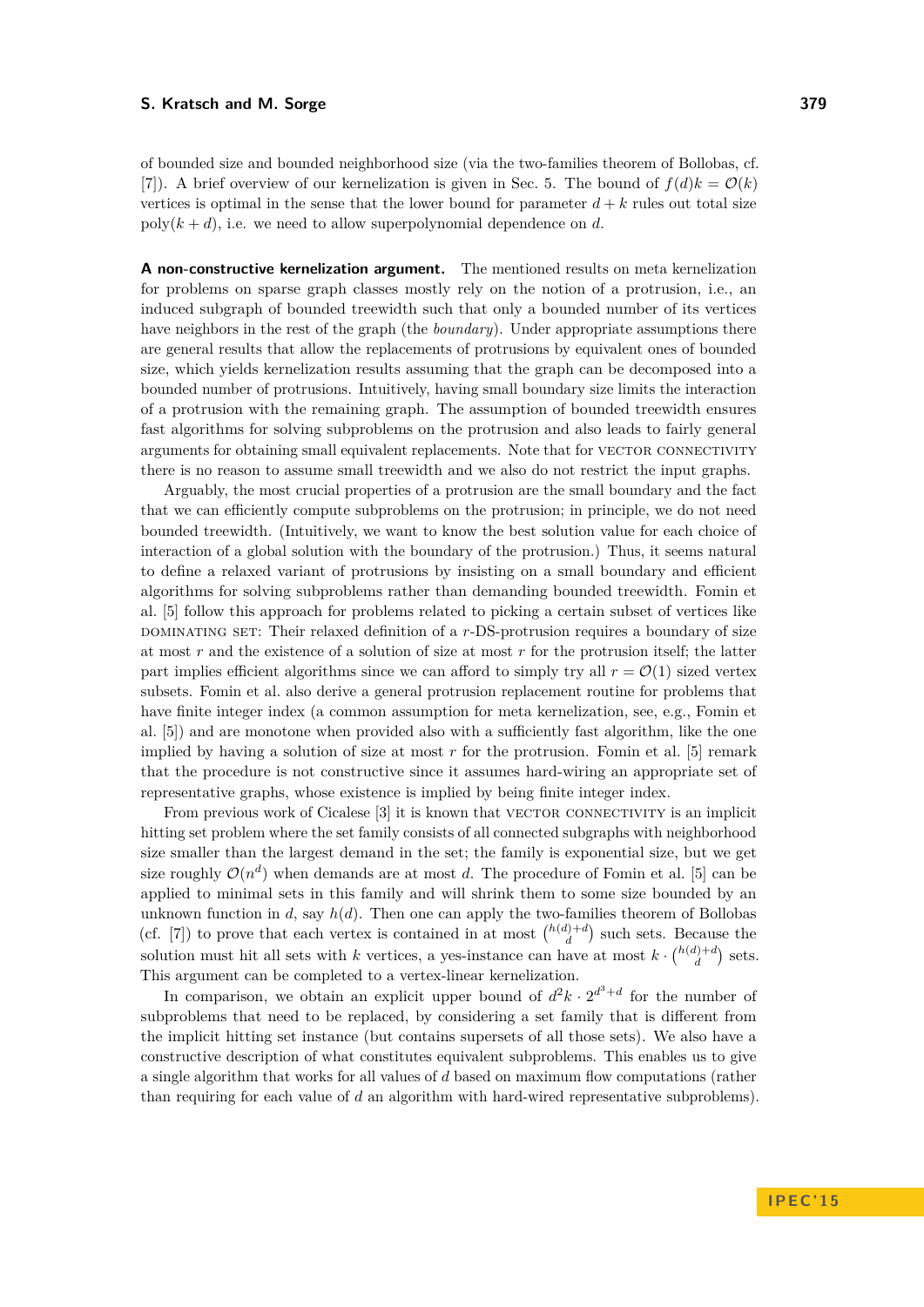of bounded size and bounded neighborhood size (via the two-families theorem of Bollobas, cf. [7]). A brief overview of our kernelization is given in Sec. 5. The bound of $f(d)k = \mathcal{O}(k)$ vertices is optimal in the sense that the lower bound for parameter $d + k$ rules out total size $\text{poly}(k + d)$, i.e. we need to allow superpolynomial dependence on $d$.

**A non-constructive kernelization argument.** The mentioned results on meta kernelization for problems on sparse graph classes mostly rely on the notion of a protrusion, i.e., an induced subgraph of bounded treewidth such that only a bounded number of its vertices have neighbors in the rest of the graph (the *boundary*). Under appropriate assumptions there are general results that allow the replacements of protrusions by equivalent ones of bounded size, which yields kernelization results assuming that the graph can be decomposed into a bounded number of protrusions. Intuitively, having small boundary size limits the interaction of a protrusion with the remaining graph. The assumption of bounded treewidth ensures fast algorithms for solving subproblems on the protrusion and also leads to fairly general arguments for obtaining small equivalent replacements. Note that for VECTOR CONNECTIVITY there is no reason to assume small treewidth and we also do not restrict the input graphs.

Arguably, the most crucial properties of a protrusion are the small boundary and the fact that we can efficiently compute subproblems on the protrusion; in principle, we do not need bounded treewidth. (Intuitively, we want to know the best solution value for each choice of interaction of a global solution with the boundary of the protrusion.) Thus, it seems natural to define a relaxed variant of protrusions by insisting on a small boundary and efficient algorithms for solving subproblems rather than demanding bounded treewidth. Fomin et al. [5] follow this approach for problems related to picking a certain subset of vertices like DOMINATING SET: Their relaxed definition of a $r$-DS-protrusion requires a boundary of size at most $r$ and the existence of a solution of size at most $r$ for the protrusion itself; the latter part implies efficient algorithms since we can afford to simply try all $r = \mathcal{O}(1)$ sized vertex subsets. Fomin et al. also derive a general protrusion replacement routine for problems that have finite integer index (a common assumption for meta kernelization, see, e.g., Fomin et al. [5]) and are monotone when provided also with a sufficiently fast algorithm, like the one implied by having a solution of size at most $r$ for the protrusion. Fomin et al. [5] remark that the procedure is not constructive since it assumes hard-wiring an appropriate set of representative graphs, whose existence is implied by being finite integer index.

From previous work of Cicalese [3] it is known that VECTOR CONNECTIVITY is an implicit hitting set problem where the set family consists of all connected subgraphs with neighborhood size smaller than the largest demand in the set; the family is exponential size, but we get size roughly $\mathcal{O}(n^d)$ when demands are at most $d$. The procedure of Fomin et al. [5] can be applied to minimal sets in this family and will shrink them to some size bounded by an unknown function in $d$, say $h(d)$. Then one can apply the two-families theorem of Bollobas (cf. [7]) to prove that each vertex is contained in at most $\binom{h(d)+d}{d}$ such sets. Because the solution must hit all sets with $k$ vertices, a yes-instance can have at most $k \cdot \binom{h(d)+d}{d}$ sets. This argument can be completed to a vertex-linear kernelization.

In comparison, we obtain an explicit upper bound of $d^2k \cdot 2^{d^3+d}$ for the number of subproblems that need to be replaced, by considering a set family that is different from the implicit hitting set instance (but contains supersets of all those sets). We also have a constructive description of what constitutes equivalent subproblems. This enables us to give a single algorithm that works for all values of $d$ based on maximum flow computations (rather than requiring for each value of $d$ an algorithm with hard-wired representative subproblems).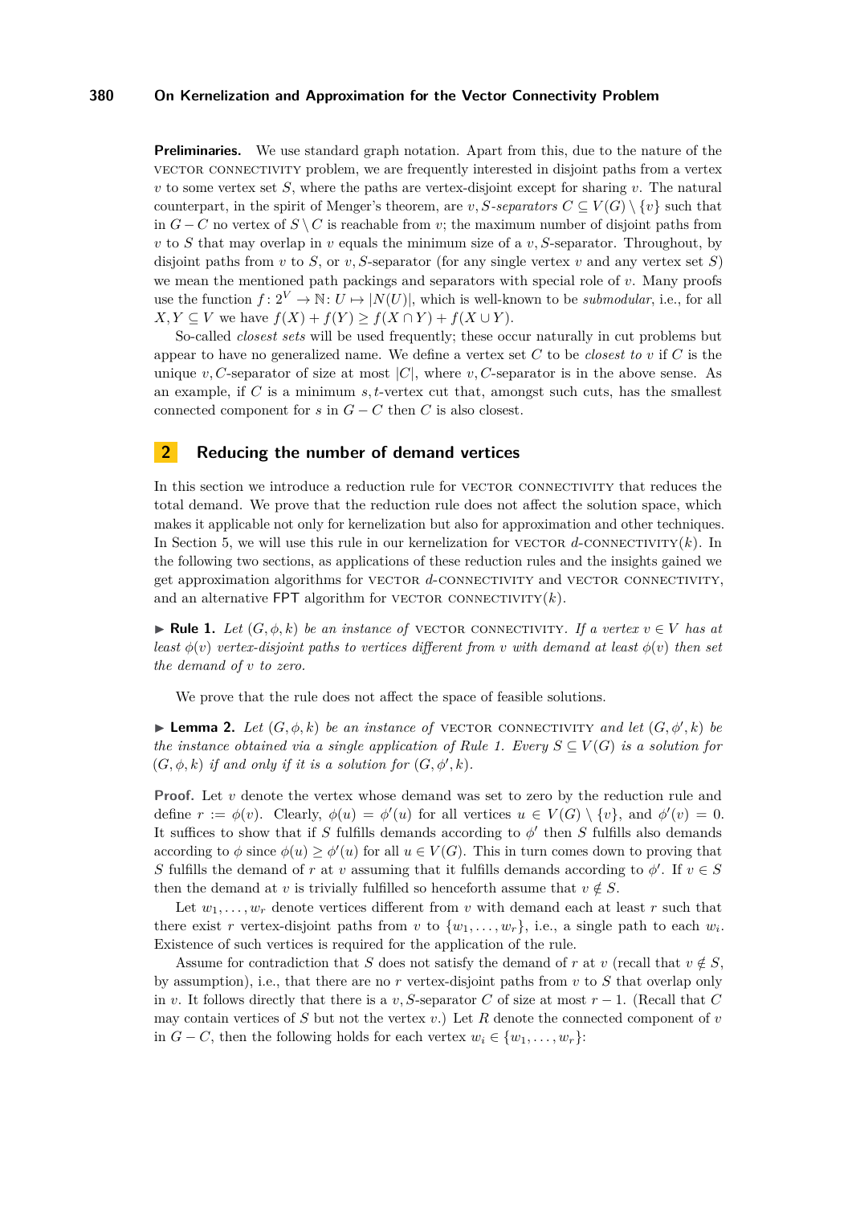**Preliminaries.** We use standard graph notation. Apart from this, due to the nature of the VECTOR CONNECTIVITY problem, we are frequently interested in disjoint paths from a vertex $v$ to some vertex set $S$, where the paths are vertex-disjoint except for sharing $v$. The natural counterpart, in the spirit of Menger's theorem, are $v, S$*-separators* $C \subseteq V(G) \setminus \{v\}$ such that in $G - C$ no vertex of $S \setminus C$ is reachable from $v$; the maximum number of disjoint paths from $v$ to $S$ that may overlap in $v$ equals the minimum size of a $v, S$-separator. Throughout, by disjoint paths from $v$ to $S$, or $v, S$-separator (for any single vertex $v$ and any vertex set $S$) we mean the mentioned path packings and separators with special role of $v$. Many proofs use the function $f: 2^V \to \mathbb{N}: U \mapsto |N(U)|$, which is well-known to be *submodular*, i.e., for all $X, Y \subseteq V$ we have $f(X) + f(Y) \geq f(X \cap Y) + f(X \cup Y)$.

So-called *closest sets* will be used frequently; these occur naturally in cut problems but appear to have no generalized name. We define a vertex set $C$ to be *closest to* $v$ if $C$ is the unique $v, C$-separator of size at most $|C|$, where $v, C$-separator is in the above sense. As an example, if $C$ is a minimum $s, t$-vertex cut that, amongst such cuts, has the smallest connected component for $s$ in $G - C$ then $C$ is also closest.

## 2 Reducing the number of demand vertices

In this section we introduce a reduction rule for VECTOR CONNECTIVITY that reduces the total demand. We prove that the reduction rule does not affect the solution space, which makes it applicable not only for kernelization but also for approximation and other techniques. In Section 5, we will use this rule in our kernelization for VECTOR $d$-CONNECTIVITY$(k)$. In the following two sections, as applications of these reduction rules and the insights gained we get approximation algorithms for VECTOR $d$-CONNECTIVITY and VECTOR CONNECTIVITY, and an alternative FPT algorithm for VECTOR CONNECTIVITY$(k)$.

▶ **Rule 1.** *Let $(G, \phi, k)$ be an instance of* VECTOR CONNECTIVITY. *If a vertex $v \in V$ has at least $\phi(v)$ vertex-disjoint paths to vertices different from $v$ with demand at least $\phi(v)$ then set the demand of $v$ to zero.*

We prove that the rule does not affect the space of feasible solutions.

▶ **Lemma 2.** *Let $(G, \phi, k)$ be an instance of* VECTOR CONNECTIVITY *and let $(G, \phi', k)$ be the instance obtained via a single application of Rule 1. Every $S \subseteq V(G)$ is a solution for $(G, \phi, k)$ if and only if it is a solution for $(G, \phi', k)$.*

**Proof.** Let $v$ denote the vertex whose demand was set to zero by the reduction rule and define $r := \phi(v)$. Clearly, $\phi(u) = \phi'(u)$ for all vertices $u \in V(G) \setminus \{v\}$, and $\phi'(v) = 0$. It suffices to show that if $S$ fulfills demands according to $\phi'$ then $S$ fulfills also demands according to $\phi$ since $\phi(u) \geq \phi'(u)$ for all $u \in V(G)$. This in turn comes down to proving that $S$ fulfills the demand of $r$ at $v$ assuming that it fulfills demands according to $\phi'$. If $v \in S$ then the demand at $v$ is trivially fulfilled so henceforth assume that $v \notin S$.

Let $w_1, \ldots, w_r$ denote vertices different from $v$ with demand each at least $r$ such that there exist $r$ vertex-disjoint paths from $v$ to $\{w_1, \ldots, w_r\}$, i.e., a single path to each $w_i$. Existence of such vertices is required for the application of the rule.

Assume for contradiction that $S$ does not satisfy the demand of $r$ at $v$ (recall that $v \notin S$, by assumption), i.e., that there are no $r$ vertex-disjoint paths from $v$ to $S$ that overlap only in $v$. It follows directly that there is a $v, S$-separator $C$ of size at most $r - 1$. (Recall that $C$ may contain vertices of $S$ but not the vertex $v$.) Let $R$ denote the connected component of $v$ in $G - C$, then the following holds for each vertex $w_i \in \{w_1, \ldots, w_r\}$: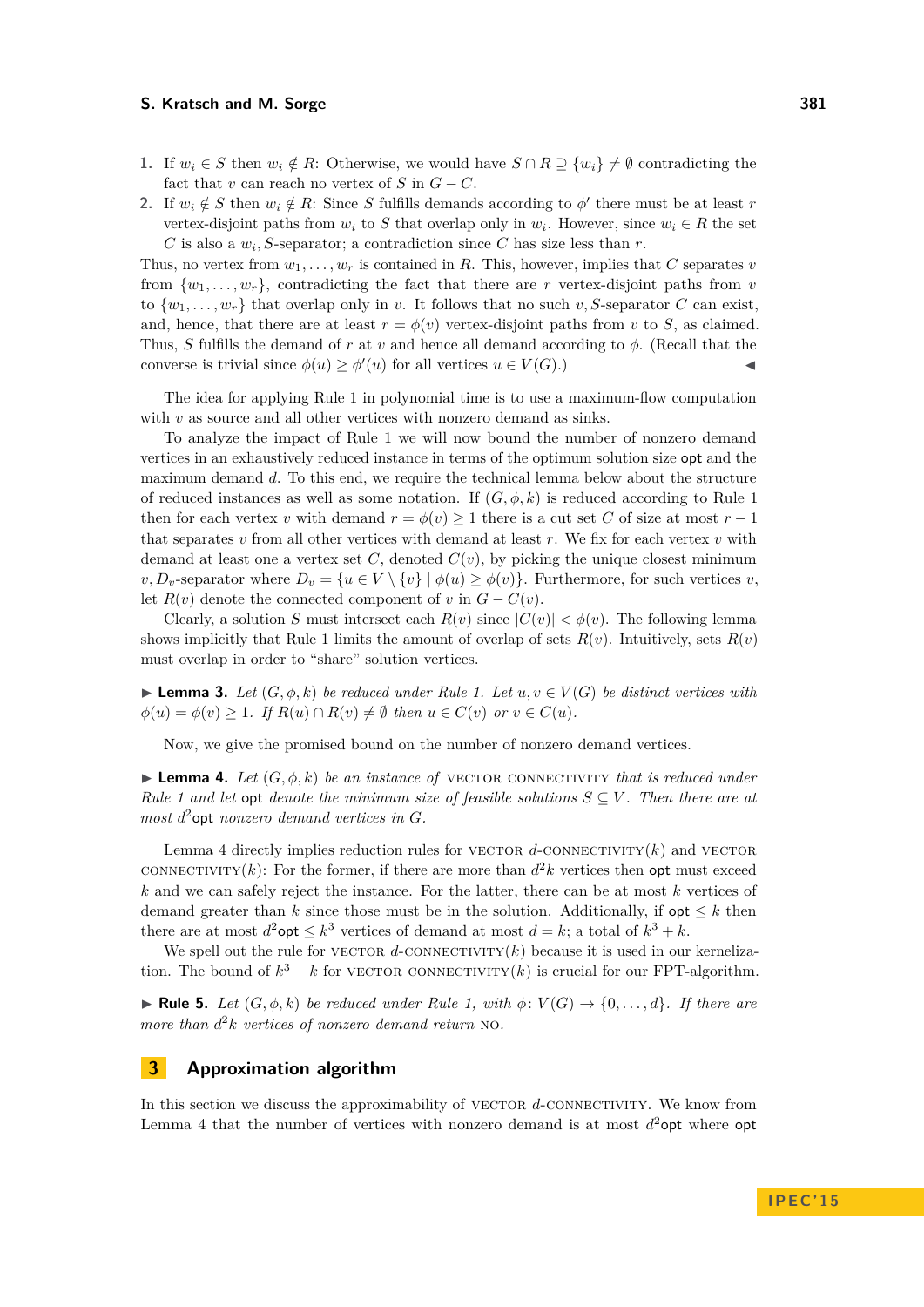1. If $w_i \in S$ then $w_i \notin R$: Otherwise, we would have $S \cap R \supseteq \{w_i\} \neq \emptyset$ contradicting the fact that $v$ can reach no vertex of $S$ in $G - C$.
2. If $w_i \notin S$ then $w_i \notin R$: Since $S$ fulfills demands according to $\phi'$ there must be at least $r$ vertex-disjoint paths from $w_i$ to $S$ that overlap only in $w_i$. However, since $w_i \in R$ the set $C$ is also a $w_i, S$-separator; a contradiction since $C$ has size less than $r$.

Thus, no vertex from $w_1, \ldots, w_r$ is contained in $R$. This, however, implies that $C$ separates $v$ from $\{w_1, \ldots, w_r\}$, contradicting the fact that there are $r$ vertex-disjoint paths from $v$ to $\{w_1, \ldots, w_r\}$ that overlap only in $v$. It follows that no such $v, S$-separator $C$ can exist, and, hence, that there are at least $r = \phi(v)$ vertex-disjoint paths from $v$ to $S$, as claimed. Thus, $S$ fulfills the demand of $r$ at $v$ and hence all demand according to $\phi$. (Recall that the converse is trivial since $\phi(u) \geq \phi'(u)$ for all vertices $u \in V(G)$.) ◀

The idea for applying Rule 1 in polynomial time is to use a maximum-flow computation with $v$ as source and all other vertices with nonzero demand as sinks.

To analyze the impact of Rule 1 we will now bound the number of nonzero demand vertices in an exhaustively reduced instance in terms of the optimum solution size opt and the maximum demand $d$. To this end, we require the technical lemma below about the structure of reduced instances as well as some notation. If $(G, \phi, k)$ is reduced according to Rule 1 then for each vertex $v$ with demand $r = \phi(v) \geq 1$ there is a cut set $C$ of size at most $r - 1$ that separates $v$ from all other vertices with demand at least $r$. We fix for each vertex $v$ with demand at least one a vertex set $C$, denoted $C(v)$, by picking the unique closest minimum $v, D_v$-separator where $D_v = \{u \in V \setminus \{v\} \mid \phi(u) \geq \phi(v)\}$. Furthermore, for such vertices $v$, let $R(v)$ denote the connected component of $v$ in $G - C(v)$.

Clearly, a solution $S$ must intersect each $R(v)$ since $|C(v)| < \phi(v)$. The following lemma shows implicitly that Rule 1 limits the amount of overlap of sets $R(v)$. Intuitively, sets $R(v)$ must overlap in order to "share" solution vertices.

▶ **Lemma 3.** *Let $(G, \phi, k)$ be reduced under Rule 1. Let $u, v \in V(G)$ be distinct vertices with $\phi(u) = \phi(v) \geq 1$. If $R(u) \cap R(v) \neq \emptyset$ then $u \in C(v)$ or $v \in C(u)$.*

Now, we give the promised bound on the number of nonzero demand vertices.

▶ **Lemma 4.** *Let $(G, \phi, k)$ be an instance of* VECTOR CONNECTIVITY *that is reduced under Rule 1 and let* opt *denote the minimum size of feasible solutions $S \subseteq V$. Then there are at most $d^2$opt nonzero demand vertices in $G$.*

Lemma 4 directly implies reduction rules for VECTOR $d$-CONNECTIVITY($k$) and VECTOR CONNECTIVITY($k$): For the former, if there are more than $d^2k$ vertices then opt must exceed $k$ and we can safely reject the instance. For the latter, there can be at most $k$ vertices of demand greater than $k$ since those must be in the solution. Additionally, if opt $\leq k$ then there are at most $d^2$opt $\leq k^3$ vertices of demand at most $d = k$; a total of $k^3 + k$.

We spell out the rule for VECTOR $d$-CONNECTIVITY($k$) because it is used in our kernelization. The bound of $k^3 + k$ for VECTOR CONNECTIVITY($k$) is crucial for our FPT-algorithm.

▶ **Rule 5.** *Let $(G, \phi, k)$ be reduced under Rule 1, with $\phi \colon V(G) \to \{0, \ldots, d\}$. If there are more than $d^2k$ vertices of nonzero demand return* NO.

## 3 Approximation algorithm

In this section we discuss the approximability of VECTOR $d$-CONNECTIVITY. We know from Lemma 4 that the number of vertices with nonzero demand is at most $d^2$opt where opt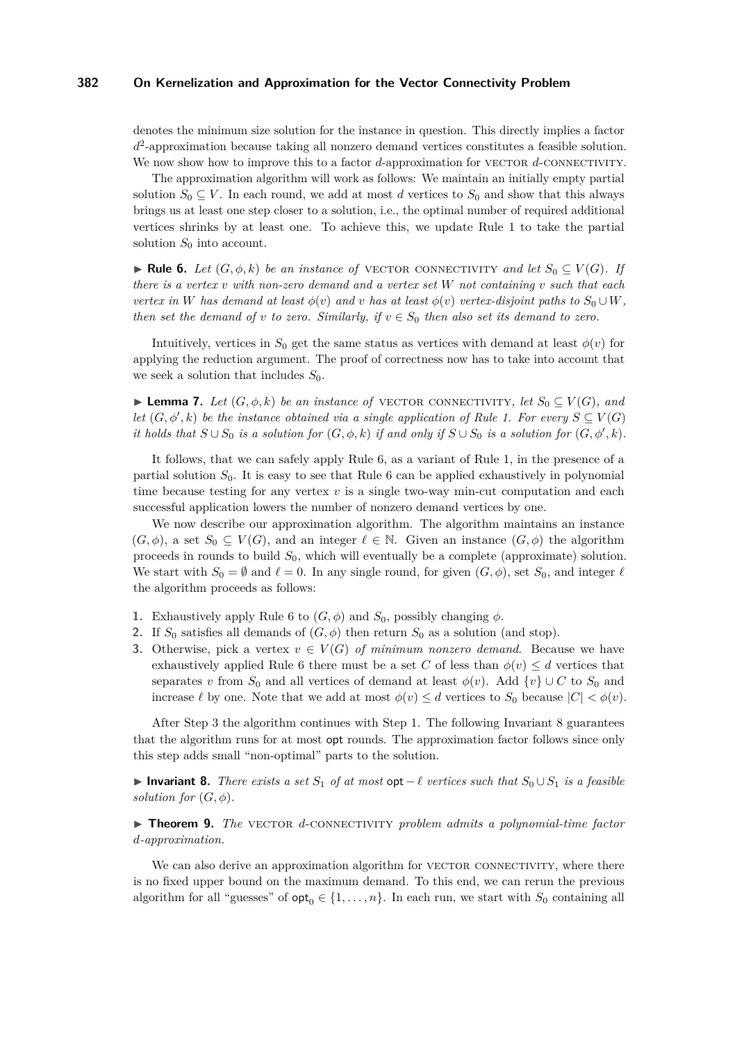denotes the minimum size solution for the instance in question. This directly implies a factor $d^2$-approximation because taking all nonzero demand vertices constitutes a feasible solution. We now show how to improve this to a factor $d$-approximation for VECTOR $d$-CONNECTIVITY.

The approximation algorithm will work as follows: We maintain an initially empty partial solution $S_0 \subseteq V$. In each round, we add at most $d$ vertices to $S_0$ and show that this always brings us at least one step closer to a solution, i.e., the optimal number of required additional vertices shrinks by at least one. To achieve this, we update Rule 1 to take the partial solution $S_0$ into account.

▶ **Rule 6.** *Let $(G, \phi, k)$ be an instance of* VECTOR CONNECTIVITY *and let $S_0 \subseteq V(G)$. If there is a vertex $v$ with non-zero demand and a vertex set $W$ not containing $v$ such that each vertex in $W$ has demand at least $\phi(v)$ and $v$ has at least $\phi(v)$ vertex-disjoint paths to $S_0 \cup W$, then set the demand of $v$ to zero. Similarly, if $v \in S_0$ then also set its demand to zero.*

Intuitively, vertices in $S_0$ get the same status as vertices with demand at least $\phi(v)$ for applying the reduction argument. The proof of correctness now has to take into account that we seek a solution that includes $S_0$.

▶ **Lemma 7.** *Let $(G, \phi, k)$ be an instance of* VECTOR CONNECTIVITY*, let $S_0 \subseteq V(G)$, and let $(G, \phi', k)$ be the instance obtained via a single application of Rule 1. For every $S \subseteq V(G)$ it holds that $S \cup S_0$ is a solution for $(G, \phi, k)$ if and only if $S \cup S_0$ is a solution for $(G, \phi', k)$.*

It follows, that we can safely apply Rule 6, as a variant of Rule 1, in the presence of a partial solution $S_0$. It is easy to see that Rule 6 can be applied exhaustively in polynomial time because testing for any vertex $v$ is a single two-way min-cut computation and each successful application lowers the number of nonzero demand vertices by one.

We now describe our approximation algorithm. The algorithm maintains an instance $(G, \phi)$, a set $S_0 \subseteq V(G)$, and an integer $\ell \in \mathbb{N}$. Given an instance $(G, \phi)$ the algorithm proceeds in rounds to build $S_0$, which will eventually be a complete (approximate) solution. We start with $S_0 = \emptyset$ and $\ell = 0$. In any single round, for given $(G, \phi)$, set $S_0$, and integer $\ell$ the algorithm proceeds as follows:

1. Exhaustively apply Rule 6 to $(G, \phi)$ and $S_0$, possibly changing $\phi$.
2. If $S_0$ satisfies all demands of $(G, \phi)$ then return $S_0$ as a solution (and stop).
3. Otherwise, pick a vertex $v \in V(G)$ *of minimum nonzero demand*. Because we have exhaustively applied Rule 6 there must be a set $C$ of less than $\phi(v) \leq d$ vertices that separates $v$ from $S_0$ and all vertices of demand at least $\phi(v)$. Add $\{v\} \cup C$ to $S_0$ and increase $\ell$ by one. Note that we add at most $\phi(v) \leq d$ vertices to $S_0$ because $|C| < \phi(v)$.

After Step 3 the algorithm continues with Step 1. The following Invariant 8 guarantees that the algorithm runs for at most $\mathsf{opt}$ rounds. The approximation factor follows since only this step adds small "non-optimal" parts to the solution.

▶ **Invariant 8.** *There exists a set $S_1$ of at most $\mathsf{opt} - \ell$ vertices such that $S_0 \cup S_1$ is a feasible solution for $(G, \phi)$.*

▶ **Theorem 9.** *The* VECTOR $d$-CONNECTIVITY *problem admits a polynomial-time factor $d$-approximation.*

We can also derive an approximation algorithm for VECTOR CONNECTIVITY, where there is no fixed upper bound on the maximum demand. To this end, we can rerun the previous algorithm for all "guesses" of $\mathsf{opt}_0 \in \{1, \ldots, n\}$. In each run, we start with $S_0$ containing all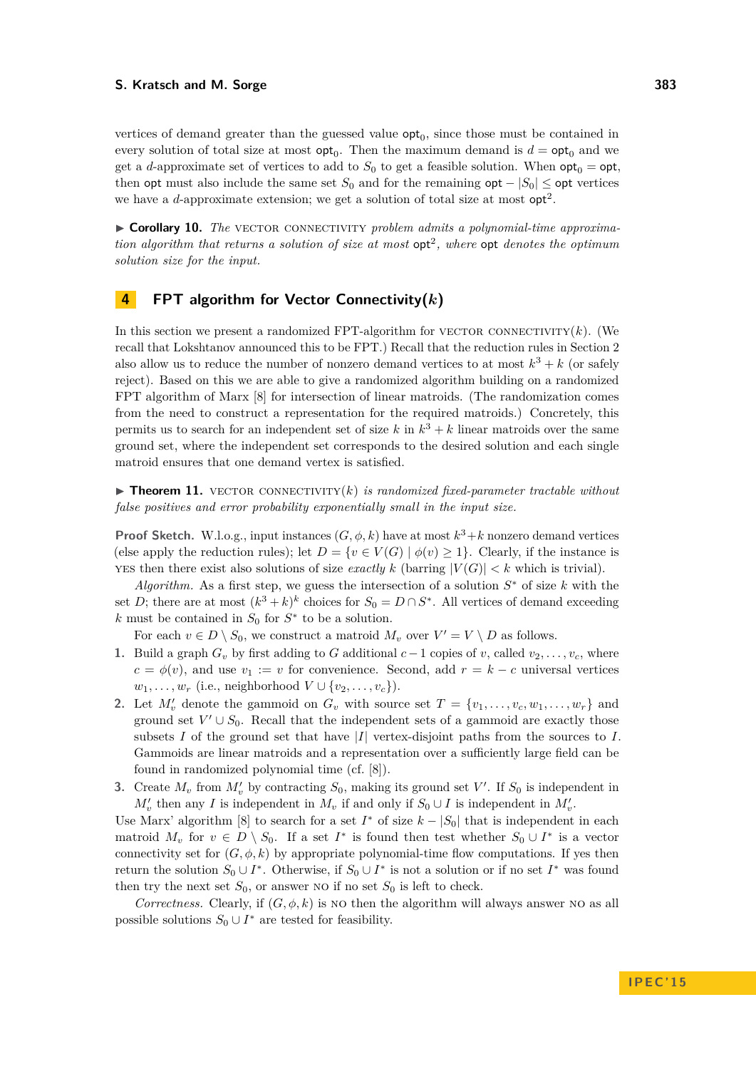vertices of demand greater than the guessed value $\mathsf{opt}_0$, since those must be contained in every solution of total size at most $\mathsf{opt}_0$. Then the maximum demand is $d = \mathsf{opt}_0$ and we get a $d$-approximate set of vertices to add to $S_0$ to get a feasible solution. When $\mathsf{opt}_0 = \mathsf{opt}$, then $\mathsf{opt}$ must also include the same set $S_0$ and for the remaining $\mathsf{opt} - |S_0| \leq \mathsf{opt}$ vertices we have a $d$-approximate extension; we get a solution of total size at most $\mathsf{opt}^2$.

▶ **Corollary 10.** *The* VECTOR CONNECTIVITY *problem admits a polynomial-time approximation algorithm that returns a solution of size at most* $\mathsf{opt}^2$*, where* $\mathsf{opt}$ *denotes the optimum solution size for the input.*

## 4 FPT algorithm for Vector Connectivity($k$)

In this section we present a randomized FPT-algorithm for VECTOR CONNECTIVITY($k$). (We recall that Lokshtanov announced this to be FPT.) Recall that the reduction rules in Section 2 also allow us to reduce the number of nonzero demand vertices to at most $k^3 + k$ (or safely reject). Based on this we are able to give a randomized algorithm building on a randomized FPT algorithm of Marx [8] for intersection of linear matroids. (The randomization comes from the need to construct a representation for the required matroids.) Concretely, this permits us to search for an independent set of size $k$ in $k^3 + k$ linear matroids over the same ground set, where the independent set corresponds to the desired solution and each single matroid ensures that one demand vertex is satisfied.

▶ **Theorem 11.** VECTOR CONNECTIVITY($k$) *is randomized fixed-parameter tractable without false positives and error probability exponentially small in the input size.*

**Proof Sketch.** W.l.o.g., input instances $(G, \phi, k)$ have at most $k^3+k$ nonzero demand vertices (else apply the reduction rules); let $D = \{v \in V(G) \mid \phi(v) \geq 1\}$. Clearly, if the instance is YES then there exist also solutions of size *exactly* $k$ (barring $|V(G)| < k$ which is trivial).

*Algorithm.* As a first step, we guess the intersection of a solution $S^*$ of size $k$ with the set $D$; there are at most $(k^3 + k)^k$ choices for $S_0 = D \cap S^*$. All vertices of demand exceeding $k$ must be contained in $S_0$ for $S^*$ to be a solution.

For each $v \in D \setminus S_0$, we construct a matroid $M_v$ over $V' = V \setminus D$ as follows.

1. Build a graph $G_v$ by first adding to $G$ additional $c - 1$ copies of $v$, called $v_2, \ldots, v_c$, where $c = \phi(v)$, and use $v_1 := v$ for convenience. Second, add $r = k - c$ universal vertices $w_1, \ldots, w_r$ (i.e., neighborhood $V \cup \{v_2, \ldots, v_c\}$).
2. Let $M'_v$ denote the gammoid on $G_v$ with source set $T = \{v_1, \ldots, v_c, w_1, \ldots, w_r\}$ and ground set $V' \cup S_0$. Recall that the independent sets of a gammoid are exactly those subsets $I$ of the ground set that have $|I|$ vertex-disjoint paths from the sources to $I$. Gammoids are linear matroids and a representation over a sufficiently large field can be found in randomized polynomial time (cf. [8]).
3. Create $M_v$ from $M'_v$ by contracting $S_0$, making its ground set $V'$. If $S_0$ is independent in $M'_v$ then any $I$ is independent in $M_v$ if and only if $S_0 \cup I$ is independent in $M'_v$.

Use Marx' algorithm [8] to search for a set $I^*$ of size $k - |S_0|$ that is independent in each matroid $M_v$ for $v \in D \setminus S_0$. If a set $I^*$ is found then test whether $S_0 \cup I^*$ is a vector connectivity set for $(G, \phi, k)$ by appropriate polynomial-time flow computations. If yes then return the solution $S_0 \cup I^*$. Otherwise, if $S_0 \cup I^*$ is not a solution or if no set $I^*$ was found then try the next set $S_0$, or answer NO if no set $S_0$ is left to check.

*Correctness.* Clearly, if $(G, \phi, k)$ is NO then the algorithm will always answer NO as all possible solutions $S_0 \cup I^*$ are tested for feasibility.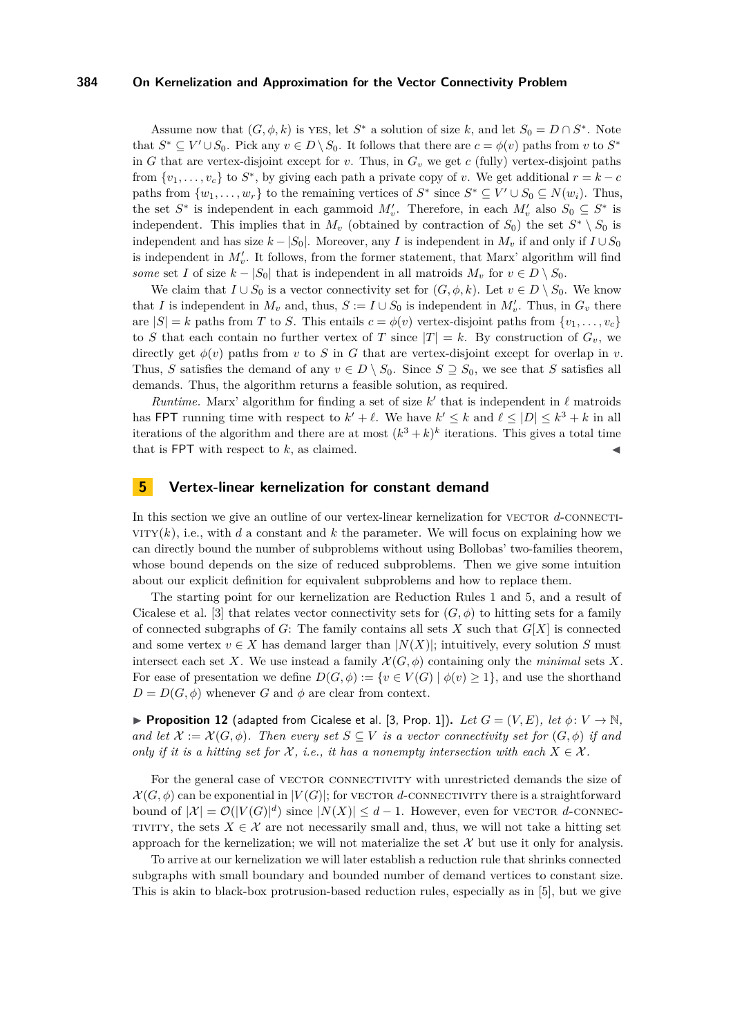Assume now that $(G, \phi, k)$ is YES, let $S^*$ a solution of size $k$, and let $S_0 = D \cap S^*$. Note that $S^* \subseteq V' \cup S_0$. Pick any $v \in D \setminus S_0$. It follows that there are $c = \phi(v)$ paths from $v$ to $S^*$ in $G$ that are vertex-disjoint except for $v$. Thus, in $G_v$ we get $c$ (fully) vertex-disjoint paths from $\{v_1, \ldots, v_c\}$ to $S^*$, by giving each path a private copy of $v$. We get additional $r = k - c$ paths from $\{w_1, \ldots, w_r\}$ to the remaining vertices of $S^*$ since $S^* \subseteq V' \cup S_0 \subseteq N(w_i)$. Thus, the set $S^*$ is independent in each gammoid $M'_v$. Therefore, in each $M'_v$ also $S_0 \subseteq S^*$ is independent. This implies that in $M_v$ (obtained by contraction of $S_0$) the set $S^* \setminus S_0$ is independent and has size $k - |S_0|$. Moreover, any $I$ is independent in $M_v$ if and only if $I \cup S_0$ is independent in $M'_v$. It follows, from the former statement, that Marx' algorithm will find *some* set $I$ of size $k - |S_0|$ that is independent in all matroids $M_v$ for $v \in D \setminus S_0$.

We claim that $I \cup S_0$ is a vector connectivity set for $(G, \phi, k)$. Let $v \in D \setminus S_0$. We know that $I$ is independent in $M_v$ and, thus, $S := I \cup S_0$ is independent in $M'_v$. Thus, in $G_v$ there are $|S| = k$ paths from $T$ to $S$. This entails $c = \phi(v)$ vertex-disjoint paths from $\{v_1, \ldots, v_c\}$ to $S$ that each contain no further vertex of $T$ since $|T| = k$. By construction of $G_v$, we directly get $\phi(v)$ paths from $v$ to $S$ in $G$ that are vertex-disjoint except for overlap in $v$. Thus, $S$ satisfies the demand of any $v \in D \setminus S_0$. Since $S \supseteq S_0$, we see that $S$ satisfies all demands. Thus, the algorithm returns a feasible solution, as required.

*Runtime.* Marx' algorithm for finding a set of size $k'$ that is independent in $\ell$ matroids has FPT running time with respect to $k' + \ell$. We have $k' \leq k$ and $\ell \leq |D| \leq k^3 + k$ in all iterations of the algorithm and there are at most $(k^3 + k)^k$ iterations. This gives a total time that is FPT with respect to $k$, as claimed. ◀

## 5 Vertex-linear kernelization for constant demand

In this section we give an outline of our vertex-linear kernelization for VECTOR $d$-CONNECTIVITY$(k)$, i.e., with $d$ a constant and $k$ the parameter. We will focus on explaining how we can directly bound the number of subproblems without using Bollobas' two-families theorem, whose bound depends on the size of reduced subproblems. Then we give some intuition about our explicit definition for equivalent subproblems and how to replace them.

The starting point for our kernelization are Reduction Rules 1 and 5, and a result of Cicalese et al. [3] that relates vector connectivity sets for $(G, \phi)$ to hitting sets for a family of connected subgraphs of $G$: The family contains all sets $X$ such that $G[X]$ is connected and some vertex $v \in X$ has demand larger than $|N(X)|$; intuitively, every solution $S$ must intersect each set $X$. We use instead a family $\mathcal{X}(G, \phi)$ containing only the *minimal* sets $X$. For ease of presentation we define $D(G, \phi) := \{v \in V(G) \mid \phi(v) \geq 1\}$, and use the shorthand $D = D(G, \phi)$ whenever $G$ and $\phi$ are clear from context.

▶ **Proposition 12** (adapted from Cicalese et al. [3, Prop. 1]). *Let $G = (V, E)$, let $\phi \colon V \to \mathbb{N}$, and let $\mathcal{X} := \mathcal{X}(G, \phi)$. Then every set $S \subseteq V$ is a vector connectivity set for $(G, \phi)$ if and only if it is a hitting set for $\mathcal{X}$, i.e., it has a nonempty intersection with each $X \in \mathcal{X}$.*

For the general case of VECTOR CONNECTIVITY with unrestricted demands the size of $\mathcal{X}(G, \phi)$ can be exponential in $|V(G)|$; for VECTOR $d$-CONNECTIVITY there is a straightforward bound of $|\mathcal{X}| = \mathcal{O}(|V(G)|^d)$ since $|N(X)| \leq d - 1$. However, even for VECTOR $d$-CONNECTIVITY, the sets $X \in \mathcal{X}$ are not necessarily small and, thus, we will not take a hitting set approach for the kernelization; we will not materialize the set $\mathcal{X}$ but use it only for analysis.

To arrive at our kernelization we will later establish a reduction rule that shrinks connected subgraphs with small boundary and bounded number of demand vertices to constant size. This is akin to black-box protrusion-based reduction rules, especially as in [5], but we give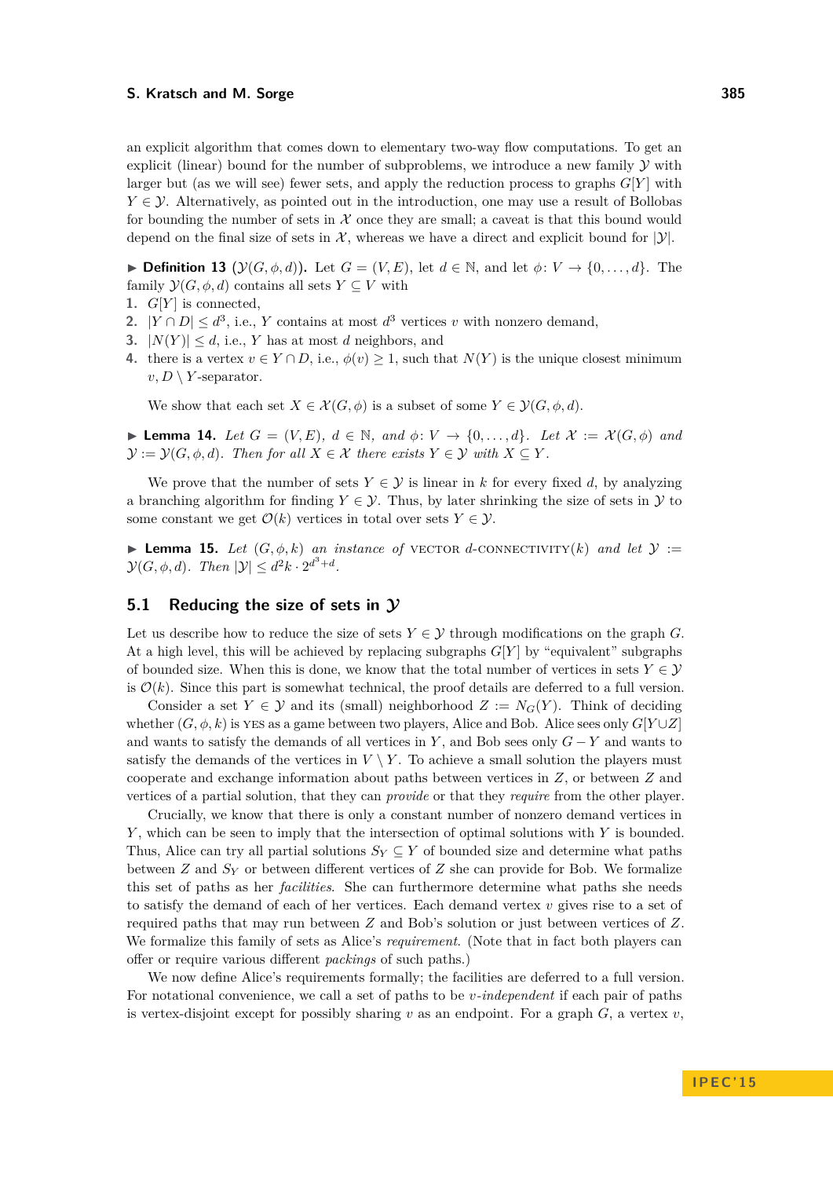an explicit algorithm that comes down to elementary two-way flow computations. To get an explicit (linear) bound for the number of subproblems, we introduce a new family $\mathcal{Y}$ with larger but (as we will see) fewer sets, and apply the reduction process to graphs $G[Y]$ with $Y \in \mathcal{Y}$. Alternatively, as pointed out in the introduction, one may use a result of Bollobas for bounding the number of sets in $\mathcal{X}$ once they are small; a caveat is that this bound would depend on the final size of sets in $\mathcal{X}$, whereas we have a direct and explicit bound for $|\mathcal{Y}|$.

▶ **Definition 13** ($\mathcal{Y}(G, \phi, d)$)**.** Let $G = (V, E)$, let $d \in \mathbb{N}$, and let $\phi \colon V \to \{0, \ldots, d\}$. The family $\mathcal{Y}(G, \phi, d)$ contains all sets $Y \subseteq V$ with

1. $G[Y]$ is connected,
2. $|Y \cap D| \leq d^3$, i.e., $Y$ contains at most $d^3$ vertices $v$ with nonzero demand,
3. $|N(Y)| \leq d$, i.e., $Y$ has at most $d$ neighbors, and
4. there is a vertex $v \in Y \cap D$, i.e., $\phi(v) \geq 1$, such that $N(Y)$ is the unique closest minimum $v, D \setminus Y$-separator.

We show that each set $X \in \mathcal{X}(G, \phi)$ is a subset of some $Y \in \mathcal{Y}(G, \phi, d)$.

▶ **Lemma 14.** *Let $G = (V, E)$, $d \in \mathbb{N}$, and $\phi \colon V \to \{0, \ldots, d\}$. Let $\mathcal{X} := \mathcal{X}(G, \phi)$ and $\mathcal{Y} := \mathcal{Y}(G, \phi, d)$. Then for all $X \in \mathcal{X}$ there exists $Y \in \mathcal{Y}$ with $X \subseteq Y$.*

We prove that the number of sets $Y \in \mathcal{Y}$ is linear in $k$ for every fixed $d$, by analyzing a branching algorithm for finding $Y \in \mathcal{Y}$. Thus, by later shrinking the size of sets in $\mathcal{Y}$ to some constant we get $\mathcal{O}(k)$ vertices in total over sets $Y \in \mathcal{Y}$.

▶ **Lemma 15.** *Let $(G, \phi, k)$ an instance of* Vector $d$-Connectivity$(k)$ *and let $\mathcal{Y} := \mathcal{Y}(G, \phi, d)$. Then $|\mathcal{Y}| \leq d^2 k \cdot 2^{d^3+d}$.*

## 5.1 Reducing the size of sets in $\mathcal{Y}$

Let us describe how to reduce the size of sets $Y \in \mathcal{Y}$ through modifications on the graph $G$. At a high level, this will be achieved by replacing subgraphs $G[Y]$ by "equivalent" subgraphs of bounded size. When this is done, we know that the total number of vertices in sets $Y \in \mathcal{Y}$ is $\mathcal{O}(k)$. Since this part is somewhat technical, the proof details are deferred to a full version.

Consider a set $Y \in \mathcal{Y}$ and its (small) neighborhood $Z := N_G(Y)$. Think of deciding whether $(G, \phi, k)$ is YES as a game between two players, Alice and Bob. Alice sees only $G[Y \cup Z]$ and wants to satisfy the demands of all vertices in $Y$, and Bob sees only $G - Y$ and wants to satisfy the demands of the vertices in $V \setminus Y$. To achieve a small solution the players must cooperate and exchange information about paths between vertices in $Z$, or between $Z$ and vertices of a partial solution, that they can *provide* or that they *require* from the other player.

Crucially, we know that there is only a constant number of nonzero demand vertices in $Y$, which can be seen to imply that the intersection of optimal solutions with $Y$ is bounded. Thus, Alice can try all partial solutions $S_Y \subseteq Y$ of bounded size and determine what paths between $Z$ and $S_Y$ or between different vertices of $Z$ she can provide for Bob. We formalize this set of paths as her *facilities*. She can furthermore determine what paths she needs to satisfy the demand of each of her vertices. Each demand vertex $v$ gives rise to a set of required paths that may run between $Z$ and Bob's solution or just between vertices of $Z$. We formalize this family of sets as Alice's *requirement*. (Note that in fact both players can offer or require various different *packings* of such paths.)

We now define Alice's requirements formally; the facilities are deferred to a full version. For notational convenience, we call a set of paths to be *$v$-independent* if each pair of paths is vertex-disjoint except for possibly sharing $v$ as an endpoint. For a graph $G$, a vertex $v$,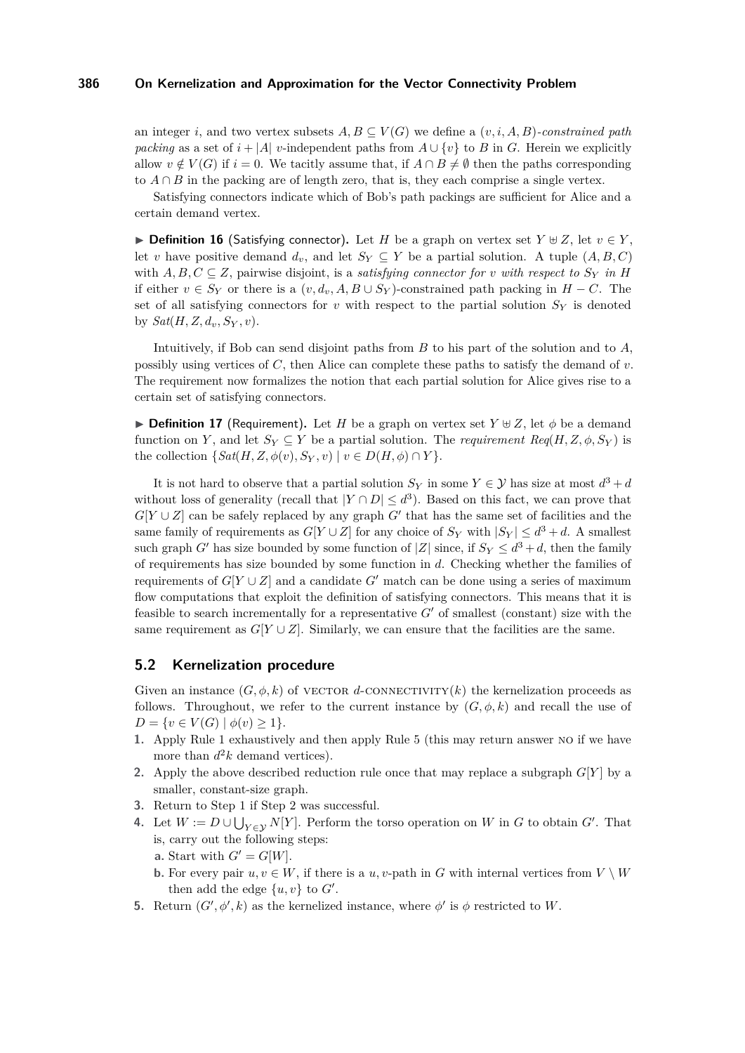an integer $i$, and two vertex subsets $A, B \subseteq V(G)$ we define a $(v, i, A, B)$*-constrained path packing* as a set of $i + |A|$ $v$-independent paths from $A \cup \{v\}$ to $B$ in $G$. Herein we explicitly allow $v \notin V(G)$ if $i = 0$. We tacitly assume that, if $A \cap B \neq \emptyset$ then the paths corresponding to $A \cap B$ in the packing are of length zero, that is, they each comprise a single vertex.

Satisfying connectors indicate which of Bob's path packings are sufficient for Alice and a certain demand vertex.

▶ **Definition 16** (Satisfying connector)**.** Let $H$ be a graph on vertex set $Y \uplus Z$, let $v \in Y$, let $v$ have positive demand $d_v$, and let $S_Y \subseteq Y$ be a partial solution. A tuple $(A, B, C)$ with $A, B, C \subseteq Z$, pairwise disjoint, is a *satisfying connector for $v$ with respect to $S_Y$ in $H$* if either $v \in S_Y$ or there is a $(v, d_v, A, B \cup S_Y)$-constrained path packing in $H - C$. The set of all satisfying connectors for $v$ with respect to the partial solution $S_Y$ is denoted by $Sat(H, Z, d_v, S_Y, v)$.

Intuitively, if Bob can send disjoint paths from $B$ to his part of the solution and to $A$, possibly using vertices of $C$, then Alice can complete these paths to satisfy the demand of $v$. The requirement now formalizes the notion that each partial solution for Alice gives rise to a certain set of satisfying connectors.

▶ **Definition 17** (Requirement)**.** Let $H$ be a graph on vertex set $Y \uplus Z$, let $\phi$ be a demand function on $Y$, and let $S_Y \subseteq Y$ be a partial solution. The *requirement* $Req(H, Z, \phi, S_Y)$ is the collection $\{Sat(H, Z, \phi(v), S_Y, v) \mid v \in D(H, \phi) \cap Y\}$.

It is not hard to observe that a partial solution $S_Y$ in some $Y \in \mathcal{Y}$ has size at most $d^3 + d$ without loss of generality (recall that $|Y \cap D| \leq d^3$). Based on this fact, we can prove that $G[Y \cup Z]$ can be safely replaced by any graph $G'$ that has the same set of facilities and the same family of requirements as $G[Y \cup Z]$ for any choice of $S_Y$ with $|S_Y| \leq d^3 + d$. A smallest such graph $G'$ has size bounded by some function of $|Z|$ since, if $S_Y \leq d^3 + d$, then the family of requirements has size bounded by some function in $d$. Checking whether the families of requirements of $G[Y \cup Z]$ and a candidate $G'$ match can be done using a series of maximum flow computations that exploit the definition of satisfying connectors. This means that it is feasible to search incrementally for a representative $G'$ of smallest (constant) size with the same requirement as $G[Y \cup Z]$. Similarly, we can ensure that the facilities are the same.

## 5.2 Kernelization procedure

Given an instance $(G, \phi, k)$ of VECTOR $d$-CONNECTIVITY$(k)$ the kernelization proceeds as follows. Throughout, we refer to the current instance by $(G, \phi, k)$ and recall the use of $D = \{v \in V(G) \mid \phi(v) \geq 1\}$.

1. Apply Rule 1 exhaustively and then apply Rule 5 (this may return answer NO if we have more than $d^2k$ demand vertices).
2. Apply the above described reduction rule once that may replace a subgraph $G[Y]$ by a smaller, constant-size graph.
3. Return to Step 1 if Step 2 was successful.
4. Let $W := D \cup \bigcup_{Y \in \mathcal{Y}} N[Y]$. Perform the torso operation on $W$ in $G$ to obtain $G'$. That is, carry out the following steps:
   a. Start with $G' = G[W]$.
   b. For every pair $u, v \in W$, if there is a $u, v$-path in $G$ with internal vertices from $V \setminus W$ then add the edge $\{u, v\}$ to $G'$.
5. Return $(G', \phi', k)$ as the kernelized instance, where $\phi'$ is $\phi$ restricted to $W$.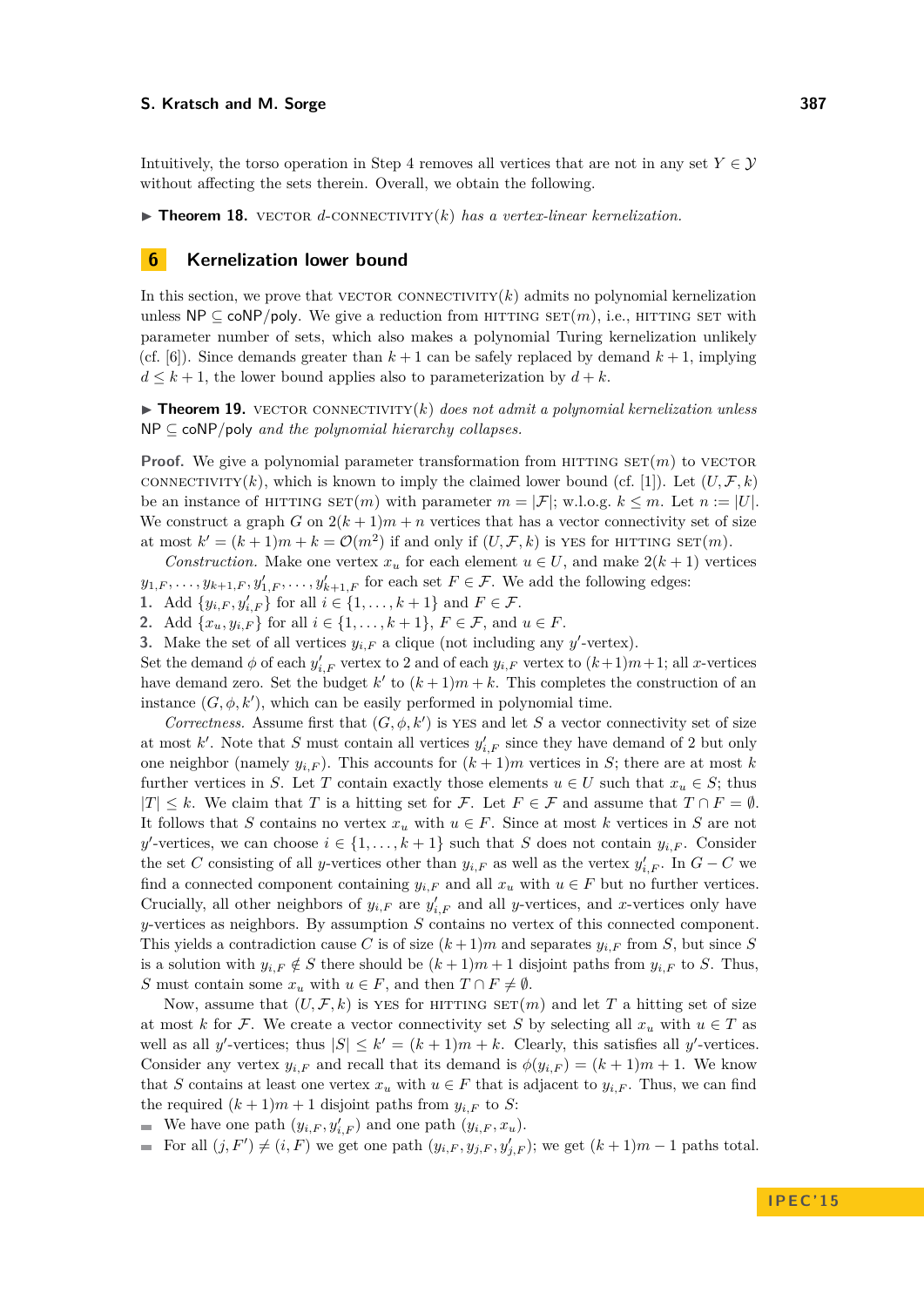Intuitively, the torso operation in Step 4 removes all vertices that are not in any set $Y \in \mathcal{Y}$ without affecting the sets therein. Overall, we obtain the following.

▶ **Theorem 18.** VECTOR $d$-CONNECTIVITY$(k)$ *has a vertex-linear kernelization.*

## 6 Kernelization lower bound

In this section, we prove that VECTOR CONNECTIVITY$(k)$ admits no polynomial kernelization unless $\mathsf{NP} \subseteq \mathsf{coNP/poly}$. We give a reduction from HITTING SET$(m)$, i.e., HITTING SET with parameter number of sets, which also makes a polynomial Turing kernelization unlikely (cf. [6]). Since demands greater than $k+1$ can be safely replaced by demand $k+1$, implying $d \leq k+1$, the lower bound applies also to parameterization by $d+k$.

▶ **Theorem 19.** VECTOR CONNECTIVITY$(k)$ *does not admit a polynomial kernelization unless* $\mathsf{NP} \subseteq \mathsf{coNP/poly}$ *and the polynomial hierarchy collapses.*

**Proof.** We give a polynomial parameter transformation from HITTING SET$(m)$ to VECTOR CONNECTIVITY$(k)$, which is known to imply the claimed lower bound (cf. [1]). Let $(U, \mathcal{F}, k)$ be an instance of HITTING SET$(m)$ with parameter $m = |\mathcal{F}|$; w.l.o.g. $k \leq m$. Let $n := |U|$. We construct a graph $G$ on $2(k+1)m + n$ vertices that has a vector connectivity set of size at most $k' = (k+1)m + k = \mathcal{O}(m^2)$ if and only if $(U, \mathcal{F}, k)$ is YES for HITTING SET$(m)$.

*Construction.* Make one vertex $x_u$ for each element $u \in U$, and make $2(k+1)$ vertices $y_{1,F}, \ldots, y_{k+1,F}, y'_{1,F}, \ldots, y'_{k+1,F}$ for each set $F \in \mathcal{F}$. We add the following edges:

1. Add $\{y_{i,F}, y'_{i,F}\}$ for all $i \in \{1, \ldots, k+1\}$ and $F \in \mathcal{F}$.
2. Add $\{x_u, y_{i,F}\}$ for all $i \in \{1, \ldots, k+1\}$, $F \in \mathcal{F}$, and $u \in F$.
3. Make the set of all vertices $y_{i,F}$ a clique (not including any $y'$-vertex).

Set the demand $\phi$ of each $y'_{i,F}$ vertex to 2 and of each $y_{i,F}$ vertex to $(k+1)m+1$; all $x$-vertices have demand zero. Set the budget $k'$ to $(k+1)m + k$. This completes the construction of an instance $(G, \phi, k')$, which can be easily performed in polynomial time.

*Correctness.* Assume first that $(G, \phi, k')$ is YES and let $S$ a vector connectivity set of size at most $k'$. Note that $S$ must contain all vertices $y'_{i,F}$ since they have demand of 2 but only one neighbor (namely $y_{i,F}$). This accounts for $(k+1)m$ vertices in $S$; there are at most $k$ further vertices in $S$. Let $T$ contain exactly those elements $u \in U$ such that $x_u \in S$; thus $|T| \leq k$. We claim that $T$ is a hitting set for $\mathcal{F}$. Let $F \in \mathcal{F}$ and assume that $T \cap F = \emptyset$. It follows that $S$ contains no vertex $x_u$ with $u \in F$. Since at most $k$ vertices in $S$ are not $y'$-vertices, we can choose $i \in \{1, \ldots, k+1\}$ such that $S$ does not contain $y_{i,F}$. Consider the set $C$ consisting of all $y$-vertices other than $y_{i,F}$ as well as the vertex $y'_{i,F}$. In $G - C$ we find a connected component containing $y_{i,F}$ and all $x_u$ with $u \in F$ but no further vertices. Crucially, all other neighbors of $y_{i,F}$ are $y'_{i,F}$ and all $y$-vertices, and $x$-vertices only have $y$-vertices as neighbors. By assumption $S$ contains no vertex of this connected component. This yields a contradiction cause $C$ is of size $(k+1)m$ and separates $y_{i,F}$ from $S$, but since $S$ is a solution with $y_{i,F} \notin S$ there should be $(k+1)m+1$ disjoint paths from $y_{i,F}$ to $S$. Thus, $S$ must contain some $x_u$ with $u \in F$, and then $T \cap F \neq \emptyset$.

Now, assume that $(U, \mathcal{F}, k)$ is YES for HITTING SET$(m)$ and let $T$ a hitting set of size at most $k$ for $\mathcal{F}$. We create a vector connectivity set $S$ by selecting all $x_u$ with $u \in T$ as well as all $y'$-vertices; thus $|S| \leq k' = (k+1)m + k$. Clearly, this satisfies all $y'$-vertices. Consider any vertex $y_{i,F}$ and recall that its demand is $\phi(y_{i,F}) = (k+1)m+1$. We know that $S$ contains at least one vertex $x_u$ with $u \in F$ that is adjacent to $y_{i,F}$. Thus, we can find the required $(k+1)m+1$ disjoint paths from $y_{i,F}$ to $S$:

- We have one path $(y_{i,F}, y'_{i,F})$ and one path $(y_{i,F}, x_u)$.
- For all $(j, F') \neq (i, F)$ we get one path $(y_{i,F}, y_{j,F}, y'_{j,F})$; we get $(k+1)m - 1$ paths total.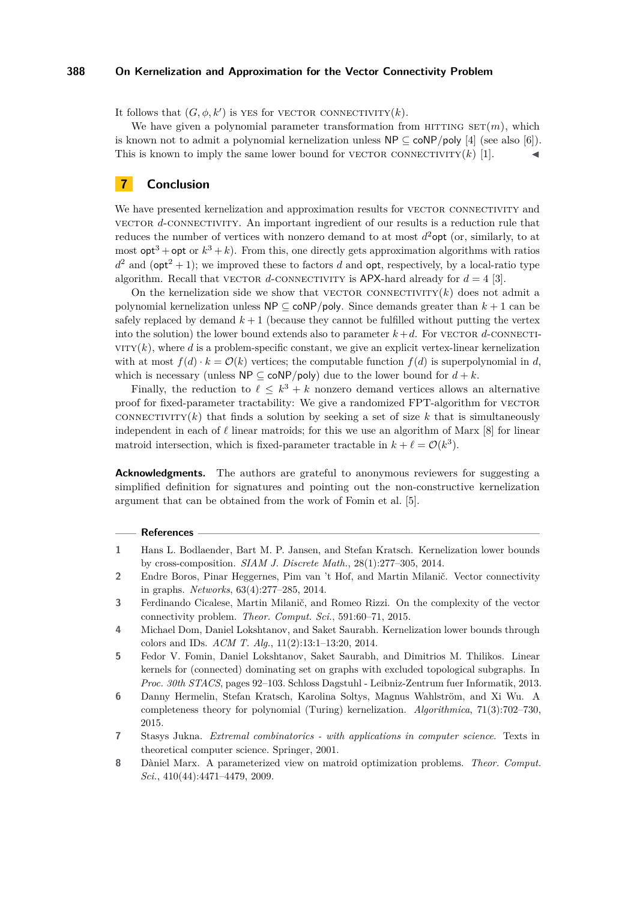It follows that $(G, \phi, k')$ is YES for VECTOR CONNECTIVITY($k$).

We have given a polynomial parameter transformation from HITTING SET($m$), which is known not to admit a polynomial kernelization unless NP $\subseteq$ coNP/poly [4] (see also [6]). This is known to imply the same lower bound for VECTOR CONNECTIVITY($k$) [1]. ◀

## 7 Conclusion

We have presented kernelization and approximation results for VECTOR CONNECTIVITY and VECTOR $d$-CONNECTIVITY. An important ingredient of our results is a reduction rule that reduces the number of vertices with nonzero demand to at most $d^2\mathsf{opt}$ (or, similarly, to at most $\mathsf{opt}^3 + \mathsf{opt}$ or $k^3 + k$). From this, one directly gets approximation algorithms with ratios $d^2$ and $(\mathsf{opt}^2 + 1)$; we improved these to factors $d$ and $\mathsf{opt}$, respectively, by a local-ratio type algorithm. Recall that VECTOR $d$-CONNECTIVITY is APX-hard already for $d = 4$ [3].

On the kernelization side we show that VECTOR CONNECTIVITY($k$) does not admit a polynomial kernelization unless NP $\subseteq$ coNP/poly. Since demands greater than $k + 1$ can be safely replaced by demand $k + 1$ (because they cannot be fulfilled without putting the vertex into the solution) the lower bound extends also to parameter $k + d$. For VECTOR $d$-CONNECTIVITY($k$), where $d$ is a problem-specific constant, we give an explicit vertex-linear kernelization with at most $f(d) \cdot k = \mathcal{O}(k)$ vertices; the computable function $f(d)$ is superpolynomial in $d$, which is necessary (unless NP $\subseteq$ coNP/poly) due to the lower bound for $d + k$.

Finally, the reduction to $\ell \leq k^3 + k$ nonzero demand vertices allows an alternative proof for fixed-parameter tractability: We give a randomized FPT-algorithm for VECTOR CONNECTIVITY($k$) that finds a solution by seeking a set of size $k$ that is simultaneously independent in each of $\ell$ linear matroids; for this we use an algorithm of Marx [8] for linear matroid intersection, which is fixed-parameter tractable in $k + \ell = \mathcal{O}(k^3)$.

**Acknowledgments.** The authors are grateful to anonymous reviewers for suggesting a simplified definition for signatures and pointing out the non-constructive kernelization argument that can be obtained from the work of Fomin et al. [5].

## References

1. Hans L. Bodlaender, Bart M. P. Jansen, and Stefan Kratsch. Kernelization lower bounds by cross-composition. *SIAM J. Discrete Math.*, 28(1):277–305, 2014.
2. Endre Boros, Pinar Heggernes, Pim van 't Hof, and Martin Milanič. Vector connectivity in graphs. *Networks*, 63(4):277–285, 2014.
3. Ferdinando Cicalese, Martin Milanič, and Romeo Rizzi. On the complexity of the vector connectivity problem. *Theor. Comput. Sci.*, 591:60–71, 2015.
4. Michael Dom, Daniel Lokshtanov, and Saket Saurabh. Kernelization lower bounds through colors and IDs. *ACM T. Alg.*, 11(2):13:1–13:20, 2014.
5. Fedor V. Fomin, Daniel Lokshtanov, Saket Saurabh, and Dimitrios M. Thilikos. Linear kernels for (connected) dominating set on graphs with excluded topological subgraphs. In *Proc. 30th STACS*, pages 92–103. Schloss Dagstuhl - Leibniz-Zentrum fuer Informatik, 2013.
6. Danny Hermelin, Stefan Kratsch, Karolina Sołtys, Magnus Wahlström, and Xi Wu. A completeness theory for polynomial (Turing) kernelization. *Algorithmica*, 71(3):702–730, 2015.
7. Stasys Jukna. *Extremal combinatorics - with applications in computer science*. Texts in theoretical computer science. Springer, 2001.
8. Dániel Marx. A parameterized view on matroid optimization problems. *Theor. Comput. Sci.*, 410(44):4471–4479, 2009.